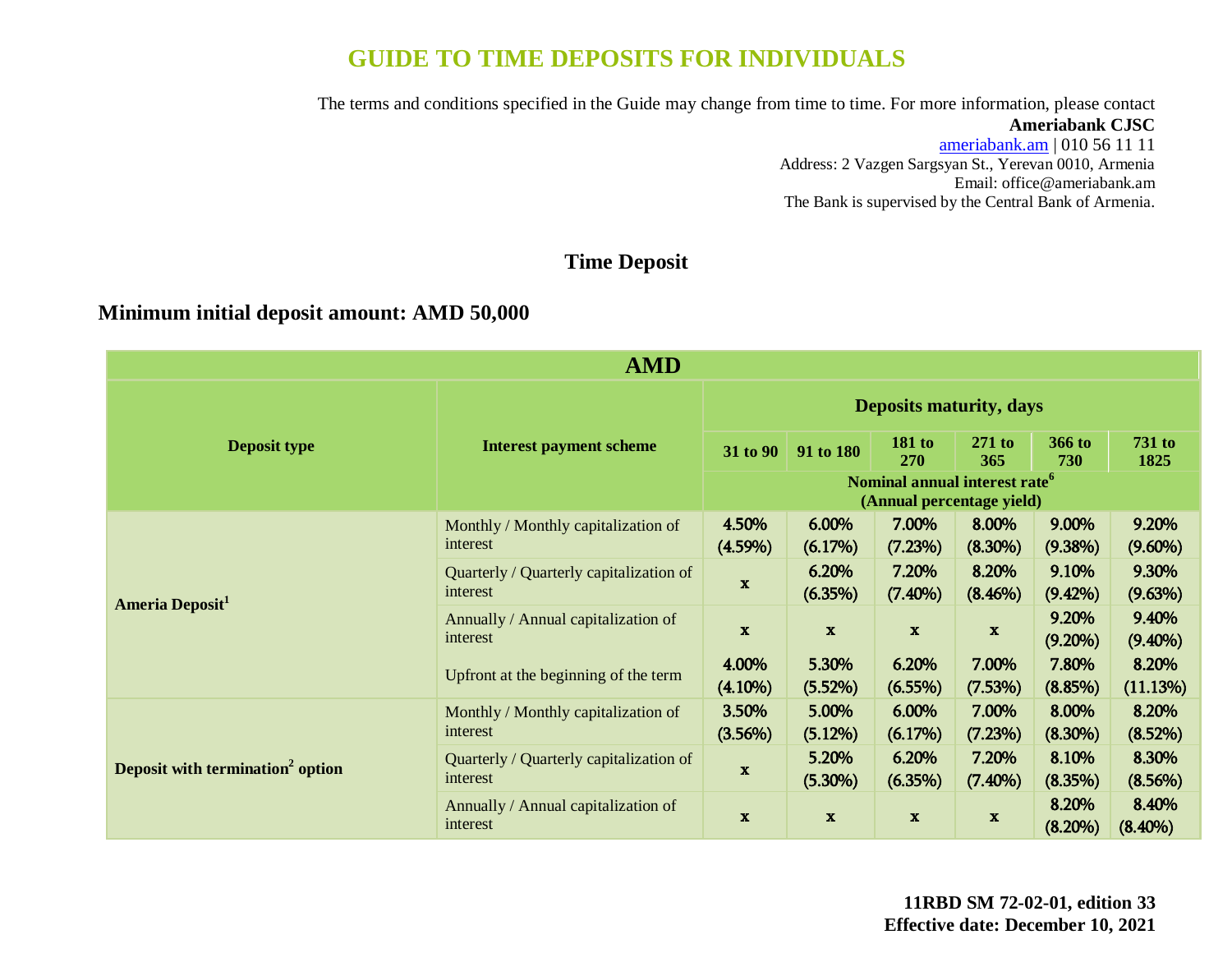# GUIDE TO TIME DEPOSITS FOR INDIVIDUALS

The terms and conditions specified in the Guide may change from time to time. For more information, please contact
**Ameriabank CJSC**
ameriabank.am | 010 56 11 11
Address: 2 Vazgen Sargsyan St., Yerevan 0010, Armenia
Email: office@ameriabank.am
The Bank is supervised by the Central Bank of Armenia.

## Time Deposit

### Minimum initial deposit amount: AMD 50,000

| AMD | | | | | | | | |
|---|---|---|---|---|---|---|---|---|
| **Deposit type** | **Interest payment scheme** | **Deposits maturity, days** | | | | | | |
| | | **31 to 90** | **91 to 180** | **181 to 270** | **271 to 365** | **366 to 730** | **731 to 1825** |
| | | **Nominal annual interest rate[6] (Annual percentage yield)** | | | | | | |
| **Ameria Deposit[1]** | Monthly / Monthly capitalization of interest | 4.50% (4.59%) | 6.00% (6.17%) | 7.00% (7.23%) | 8.00% (8.30%) | 9.00% (9.38%) | 9.20% (9.60%) |
| | Quarterly / Quarterly capitalization of interest | x | 6.20% (6.35%) | 7.20% (7.40%) | 8.20% (8.46%) | 9.10% (9.42%) | 9.30% (9.63%) |
| | Annually / Annual capitalization of interest | x | x | x | x | 9.20% (9.20%) | 9.40% (9.40%) |
| | Upfront at the beginning of the term | 4.00% (4.10%) | 5.30% (5.52%) | 6.20% (6.55%) | 7.00% (7.53%) | 7.80% (8.85%) | 8.20% (11.13%) |
| **Deposit with termination[2] option** | Monthly / Monthly capitalization of interest | 3.50% (3.56%) | 5.00% (5.12%) | 6.00% (6.17%) | 7.00% (7.23%) | 8.00% (8.30%) | 8.20% (8.52%) |
| | Quarterly / Quarterly capitalization of interest | x | 5.20% (5.30%) | 6.20% (6.35%) | 7.20% (7.40%) | 8.10% (8.35%) | 8.30% (8.56%) |
| | Annually / Annual capitalization of interest | x | x | x | x | 8.20% (8.20%) | 8.40% (8.40%) |

**11RBD SM 72-02-01, edition 33**
**Effective date: December 10, 2021**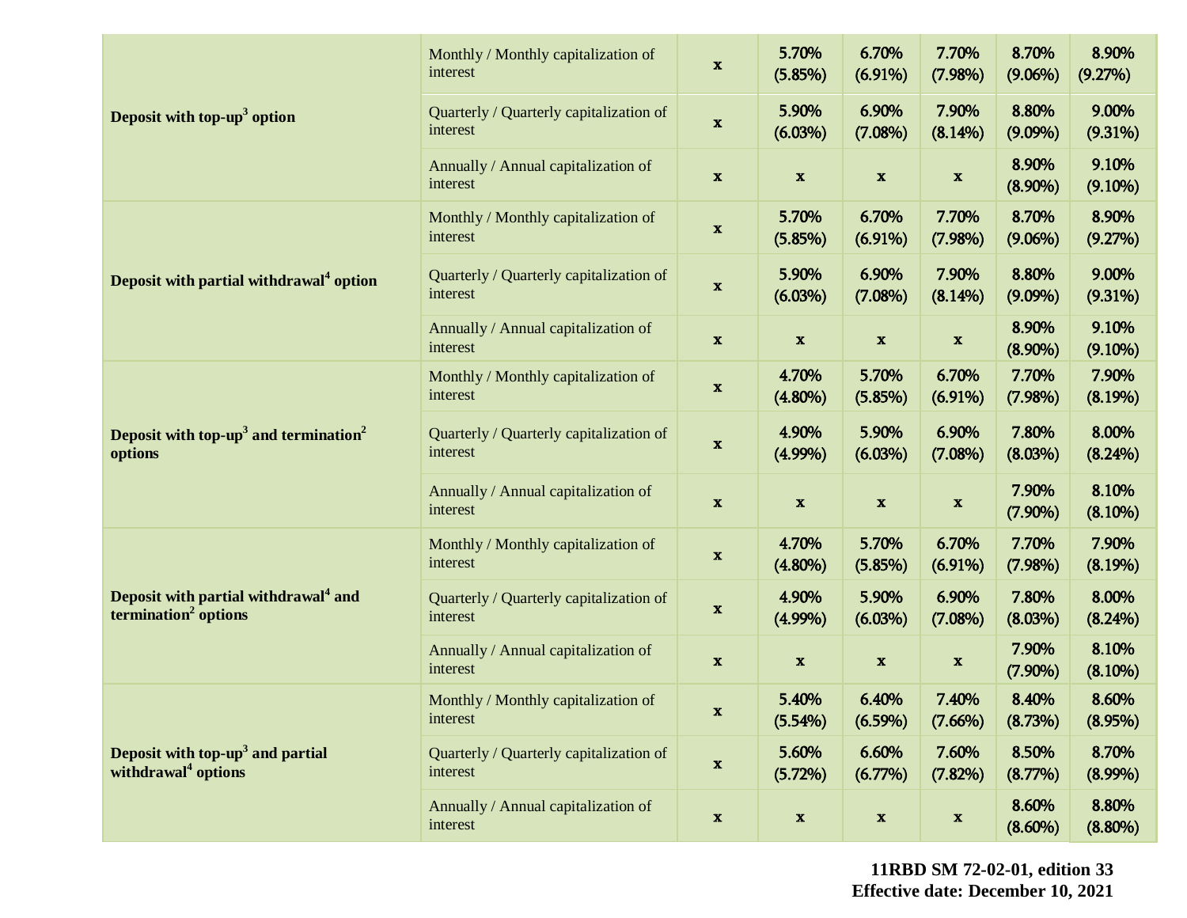| | | | | | | | |
|---|---|---|---|---|---|---|---|
| **Deposit with top-up[3] option** | Monthly / Monthly capitalization of interest | x | 5.70% (5.85%) | 6.70% (6.91%) | 7.70% (7.98%) | 8.70% (9.06%) | 8.90% (9.27%) |
| | Quarterly / Quarterly capitalization of interest | x | 5.90% (6.03%) | 6.90% (7.08%) | 7.90% (8.14%) | 8.80% (9.09%) | 9.00% (9.31%) |
| | Annually / Annual capitalization of interest | x | x | x | x | 8.90% (8.90%) | 9.10% (9.10%) |
| **Deposit with partial withdrawal[4] option** | Monthly / Monthly capitalization of interest | x | 5.70% (5.85%) | 6.70% (6.91%) | 7.70% (7.98%) | 8.70% (9.06%) | 8.90% (9.27%) |
| | Quarterly / Quarterly capitalization of interest | x | 5.90% (6.03%) | 6.90% (7.08%) | 7.90% (8.14%) | 8.80% (9.09%) | 9.00% (9.31%) |
| | Annually / Annual capitalization of interest | x | x | x | x | 8.90% (8.90%) | 9.10% (9.10%) |
| **Deposit with top-up[3] and termination[2] options** | Monthly / Monthly capitalization of interest | x | 4.70% (4.80%) | 5.70% (5.85%) | 6.70% (6.91%) | 7.70% (7.98%) | 7.90% (8.19%) |
| | Quarterly / Quarterly capitalization of interest | x | 4.90% (4.99%) | 5.90% (6.03%) | 6.90% (7.08%) | 7.80% (8.03%) | 8.00% (8.24%) |
| | Annually / Annual capitalization of interest | x | x | x | x | 7.90% (7.90%) | 8.10% (8.10%) |
| **Deposit with partial withdrawal[4] and termination[2] options** | Monthly / Monthly capitalization of interest | x | 4.70% (4.80%) | 5.70% (5.85%) | 6.70% (6.91%) | 7.70% (7.98%) | 7.90% (8.19%) |
| | Quarterly / Quarterly capitalization of interest | x | 4.90% (4.99%) | 5.90% (6.03%) | 6.90% (7.08%) | 7.80% (8.03%) | 8.00% (8.24%) |
| | Annually / Annual capitalization of interest | x | x | x | x | 7.90% (7.90%) | 8.10% (8.10%) |
| **Deposit with top-up[3] and partial withdrawal[4] options** | Monthly / Monthly capitalization of interest | x | 5.40% (5.54%) | 6.40% (6.59%) | 7.40% (7.66%) | 8.40% (8.73%) | 8.60% (8.95%) |
| | Quarterly / Quarterly capitalization of interest | x | 5.60% (5.72%) | 6.60% (6.77%) | 7.60% (7.82%) | 8.50% (8.77%) | 8.70% (8.99%) |
| | Annually / Annual capitalization of interest | x | x | x | x | 8.60% (8.60%) | 8.80% (8.80%) |

**11RBD SM 72-02-01, edition 33**
**Effective date: December 10, 2021**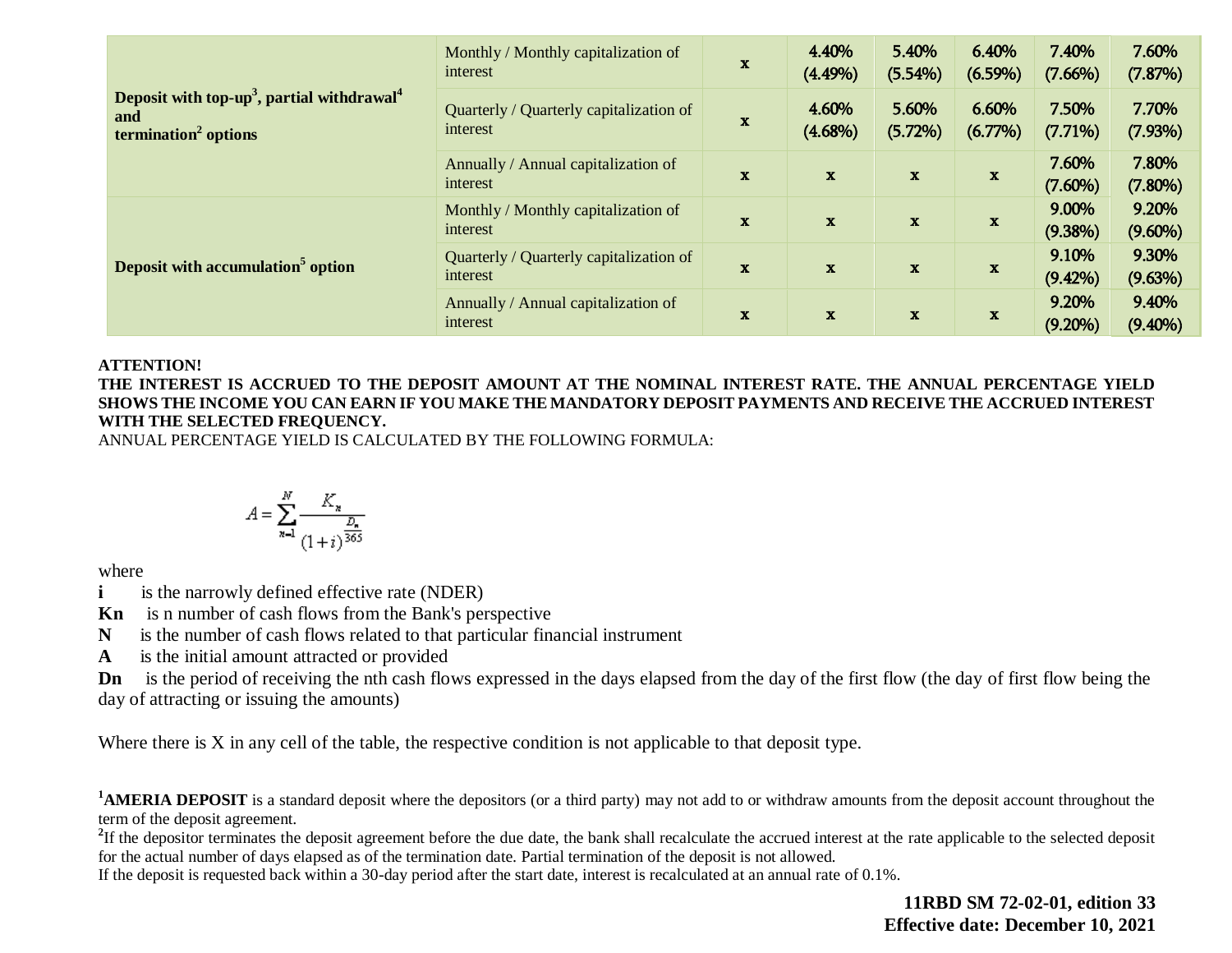| | | | | | | | |
|---|---|---|---|---|---|---|---|
| **Deposit with top-up[3], partial withdrawal[4] and termination[2] options** | Monthly / Monthly capitalization of interest | x | 4.40% (4.49%) | 5.40% (5.54%) | 6.40% (6.59%) | 7.40% (7.66%) | 7.60% (7.87%) |
| | Quarterly / Quarterly capitalization of interest | x | 4.60% (4.68%) | 5.60% (5.72%) | 6.60% (6.77%) | 7.50% (7.71%) | 7.70% (7.93%) |
| | Annually / Annual capitalization of interest | x | x | x | x | 7.60% (7.60%) | 7.80% (7.80%) |
| **Deposit with accumulation[5] option** | Monthly / Monthly capitalization of interest | x | x | x | x | 9.00% (9.38%) | 9.20% (9.60%) |
| | Quarterly / Quarterly capitalization of interest | x | x | x | x | 9.10% (9.42%) | 9.30% (9.63%) |
| | Annually / Annual capitalization of interest | x | x | x | x | 9.20% (9.20%) | 9.40% (9.40%) |

**ATTENTION!**

**THE INTEREST IS ACCRUED TO THE DEPOSIT AMOUNT AT THE NOMINAL INTEREST RATE. THE ANNUAL PERCENTAGE YIELD SHOWS THE INCOME YOU CAN EARN IF YOU MAKE THE MANDATORY DEPOSIT PAYMENTS AND RECEIVE THE ACCRUED INTEREST WITH THE SELECTED FREQUENCY.**

ANNUAL PERCENTAGE YIELD IS CALCULATED BY THE FOLLOWING FORMULA:

$$A = \sum_{n=1}^{N} \frac{K_n}{(1+i)^{\frac{D_n}{365}}}$$

where

**i** is the narrowly defined effective rate (NDER)

**Kn** is n number of cash flows from the Bank's perspective

**N** is the number of cash flows related to that particular financial instrument

**A** is the initial amount attracted or provided

**Dn** is the period of receiving the nth cash flows expressed in the days elapsed from the day of the first flow (the day of first flow being the day of attracting or issuing the amounts)

Where there is X in any cell of the table, the respective condition is not applicable to that deposit type.

[1]**AMERIA DEPOSIT** is a standard deposit where the depositors (or a third party) may not add to or withdraw amounts from the deposit account throughout the term of the deposit agreement.

[2]If the depositor terminates the deposit agreement before the due date, the bank shall recalculate the accrued interest at the rate applicable to the selected deposit for the actual number of days elapsed as of the termination date. Partial termination of the deposit is not allowed.

If the deposit is requested back within a 30-day period after the start date, interest is recalculated at an annual rate of 0.1%.

**11RBD SM 72-02-01, edition 33**
**Effective date: December 10, 2021**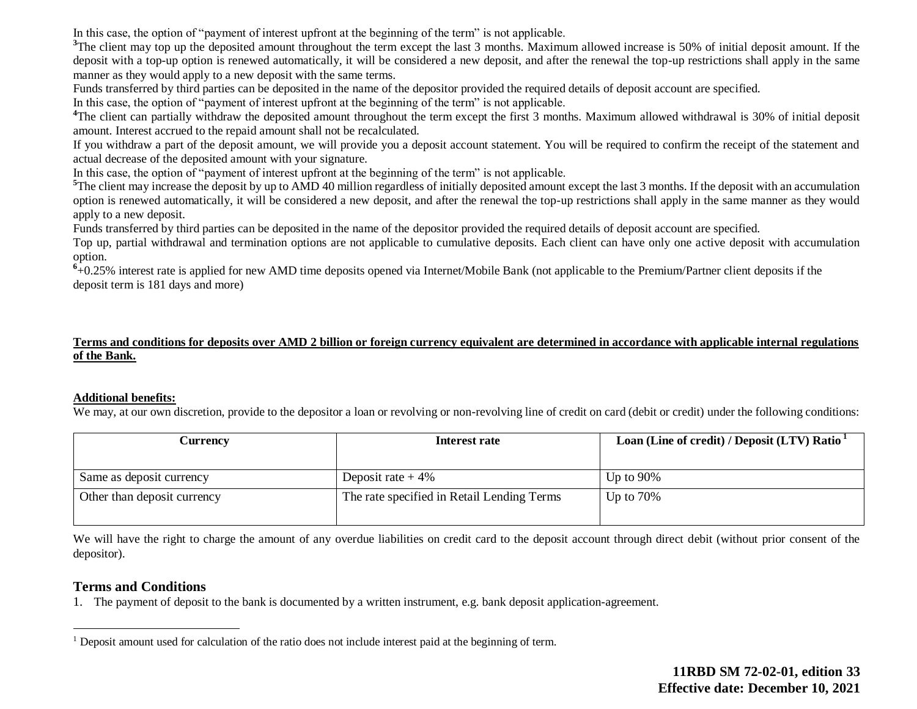In this case, the option of "payment of interest upfront at the beginning of the term" is not applicable.

[3]The client may top up the deposited amount throughout the term except the last 3 months. Maximum allowed increase is 50% of initial deposit amount. If the deposit with a top-up option is renewed automatically, it will be considered a new deposit, and after the renewal the top-up restrictions shall apply in the same manner as they would apply to a new deposit with the same terms.

Funds transferred by third parties can be deposited in the name of the depositor provided the required details of deposit account are specified.

In this case, the option of "payment of interest upfront at the beginning of the term" is not applicable.

[4]The client can partially withdraw the deposited amount throughout the term except the first 3 months. Maximum allowed withdrawal is 30% of initial deposit amount. Interest accrued to the repaid amount shall not be recalculated.

If you withdraw a part of the deposit amount, we will provide you a deposit account statement. You will be required to confirm the receipt of the statement and actual decrease of the deposited amount with your signature.

In this case, the option of "payment of interest upfront at the beginning of the term" is not applicable.

[5]The client may increase the deposit by up to AMD 40 million regardless of initially deposited amount except the last 3 months. If the deposit with an accumulation option is renewed automatically, it will be considered a new deposit, and after the renewal the top-up restrictions shall apply in the same manner as they would apply to a new deposit.

Funds transferred by third parties can be deposited in the name of the depositor provided the required details of deposit account are specified.

Top up, partial withdrawal and termination options are not applicable to cumulative deposits. Each client can have only one active deposit with accumulation option.

[6]+0.25% interest rate is applied for new AMD time deposits opened via Internet/Mobile Bank (not applicable to the Premium/Partner client deposits if the deposit term is 181 days and more)

**Terms and conditions for deposits over AMD 2 billion or foreign currency equivalent are determined in accordance with applicable internal regulations of the Bank.**

**Additional benefits:**

We may, at our own discretion, provide to the depositor a loan or revolving or non-revolving line of credit on card (debit or credit) under the following conditions:

| Currency | Interest rate | Loan (Line of credit) / Deposit (LTV) Ratio [1] |
|---|---|---|
| Same as deposit currency | Deposit rate + 4% | Up to 90% |
| Other than deposit currency | The rate specified in Retail Lending Terms | Up to 70% |

We will have the right to charge the amount of any overdue liabilities on credit card to the deposit account through direct debit (without prior consent of the depositor).

## Terms and Conditions

1. The payment of deposit to the bank is documented by a written instrument, e.g. bank deposit application-agreement.

[1] Deposit amount used for calculation of the ratio does not include interest paid at the beginning of term.

**11RBD SM 72-02-01, edition 33**
**Effective date: December 10, 2021**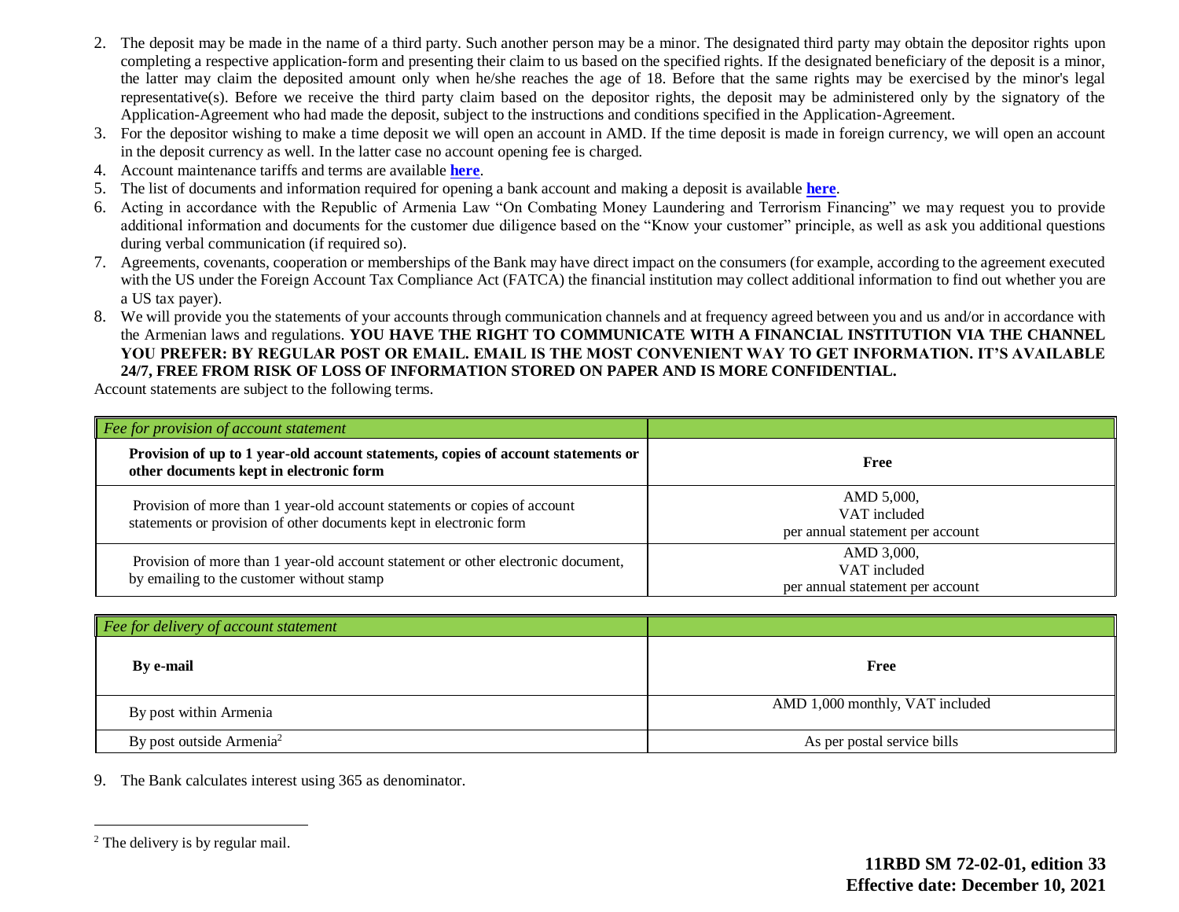2. The deposit may be made in the name of a third party. Such another person may be a minor. The designated third party may obtain the depositor rights upon completing a respective application-form and presenting their claim to us based on the specified rights. If the designated beneficiary of the deposit is a minor, the latter may claim the deposited amount only when he/she reaches the age of 18. Before that the same rights may be exercised by the minor's legal representative(s). Before we receive the third party claim based on the depositor rights, the deposit may be administered only by the signatory of the Application-Agreement who had made the deposit, subject to the instructions and conditions specified in the Application-Agreement.
3. For the depositor wishing to make a time deposit we will open an account in AMD. If the time deposit is made in foreign currency, we will open an account in the deposit currency as well. In the latter case no account opening fee is charged.
4. Account maintenance tariffs and terms are available **here**.
5. The list of documents and information required for opening a bank account and making a deposit is available **here**.
6. Acting in accordance with the Republic of Armenia Law "On Combating Money Laundering and Terrorism Financing" we may request you to provide additional information and documents for the customer due diligence based on the "Know your customer" principle, as well as ask you additional questions during verbal communication (if required so).
7. Agreements, covenants, cooperation or memberships of the Bank may have direct impact on the consumers (for example, according to the agreement executed with the US under the Foreign Account Tax Compliance Act (FATCA) the financial institution may collect additional information to find out whether you are a US tax payer).
8. We will provide you the statements of your accounts through communication channels and at frequency agreed between you and us and/or in accordance with the Armenian laws and regulations. **YOU HAVE THE RIGHT TO COMMUNICATE WITH A FINANCIAL INSTITUTION VIA THE CHANNEL YOU PREFER: BY REGULAR POST OR EMAIL. EMAIL IS THE MOST CONVENIENT WAY TO GET INFORMATION. IT'S AVAILABLE 24/7, FREE FROM RISK OF LOSS OF INFORMATION STORED ON PAPER AND IS MORE CONFIDENTIAL.**

Account statements are subject to the following terms.

| *Fee for provision of account statement* | |
|---|---|
| **Provision of up to 1 year-old account statements, copies of account statements or other documents kept in electronic form** | **Free** |
| Provision of more than 1 year-old account statements or copies of account statements or provision of other documents kept in electronic form | AMD 5,000, VAT included per annual statement per account |
| Provision of more than 1 year-old account statement or other electronic document, by emailing to the customer without stamp | AMD 3,000, VAT included per annual statement per account |

| *Fee for delivery of account statement* | |
|---|---|
| **By e-mail** | **Free** |
| By post within Armenia | AMD 1,000 monthly, VAT included |
| By post outside Armenia[2] | As per postal service bills |

9. The Bank calculates interest using 365 as denominator.

[2] The delivery is by regular mail.

**11RBD SM 72-02-01, edition 33**
**Effective date: December 10, 2021**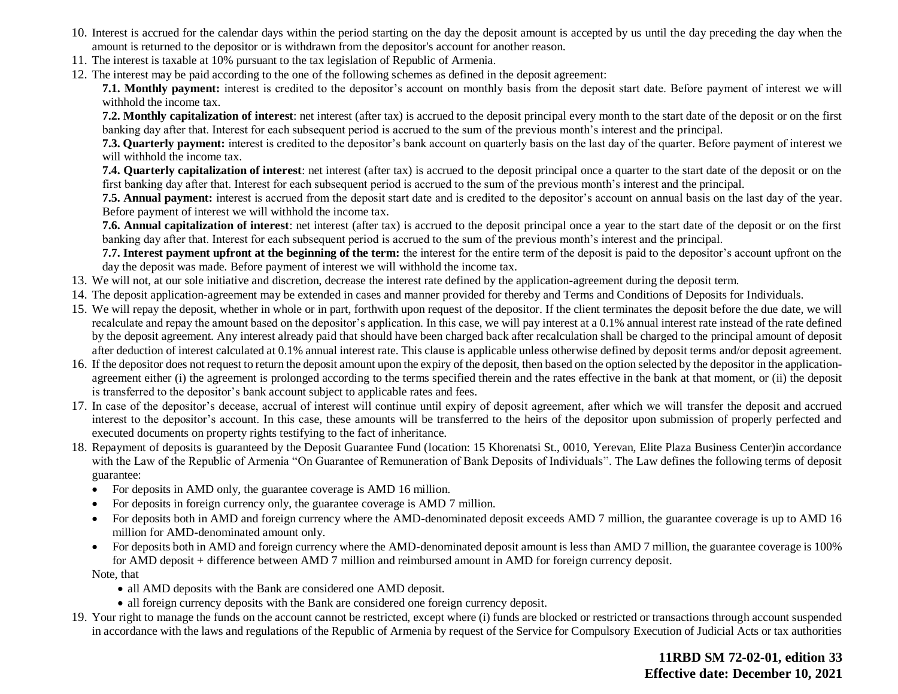10. Interest is accrued for the calendar days within the period starting on the day the deposit amount is accepted by us until the day preceding the day when the amount is returned to the depositor or is withdrawn from the depositor's account for another reason.
11. The interest is taxable at 10% pursuant to the tax legislation of Republic of Armenia.
12. The interest may be paid according to the one of the following schemes as defined in the deposit agreement:

    **7.1. Monthly payment:** interest is credited to the depositor's account on monthly basis from the deposit start date. Before payment of interest we will withhold the income tax.

    **7.2. Monthly capitalization of interest**: net interest (after tax) is accrued to the deposit principal every month to the start date of the deposit or on the first banking day after that. Interest for each subsequent period is accrued to the sum of the previous month's interest and the principal.

    **7.3. Quarterly payment:** interest is credited to the depositor's bank account on quarterly basis on the last day of the quarter. Before payment of interest we will withhold the income tax.

    **7.4. Quarterly capitalization of interest**: net interest (after tax) is accrued to the deposit principal once a quarter to the start date of the deposit or on the first banking day after that. Interest for each subsequent period is accrued to the sum of the previous month's interest and the principal.

    **7.5. Annual payment:** interest is accrued from the deposit start date and is credited to the depositor's account on annual basis on the last day of the year. Before payment of interest we will withhold the income tax.

    **7.6. Annual capitalization of interest**: net interest (after tax) is accrued to the deposit principal once a year to the start date of the deposit or on the first banking day after that. Interest for each subsequent period is accrued to the sum of the previous month's interest and the principal.

    **7.7. Interest payment upfront at the beginning of the term:** the interest for the entire term of the deposit is paid to the depositor's account upfront on the day the deposit was made. Before payment of interest we will withhold the income tax.
13. We will not, at our sole initiative and discretion, decrease the interest rate defined by the application-agreement during the deposit term.
14. The deposit application-agreement may be extended in cases and manner provided for thereby and Terms and Conditions of Deposits for Individuals.
15. We will repay the deposit, whether in whole or in part, forthwith upon request of the depositor. If the client terminates the deposit before the due date, we will recalculate and repay the amount based on the depositor's application. In this case, we will pay interest at a 0.1% annual interest rate instead of the rate defined by the deposit agreement. Any interest already paid that should have been charged back after recalculation shall be charged to the principal amount of deposit after deduction of interest calculated at 0.1% annual interest rate. This clause is applicable unless otherwise defined by deposit terms and/or deposit agreement.
16. If the depositor does not request to return the deposit amount upon the expiry of the deposit, then based on the option selected by the depositor in the application-agreement either (i) the agreement is prolonged according to the terms specified therein and the rates effective in the bank at that moment, or (ii) the deposit is transferred to the depositor's bank account subject to applicable rates and fees.
17. In case of the depositor's decease, accrual of interest will continue until expiry of deposit agreement, after which we will transfer the deposit and accrued interest to the depositor's account. In this case, these amounts will be transferred to the heirs of the depositor upon submission of properly perfected and executed documents on property rights testifying to the fact of inheritance.
18. Repayment of deposits is guaranteed by the Deposit Guarantee Fund (location: 15 Khorenatsi St., 0010, Yerevan, Elite Plaza Business Center)in accordance with the Law of the Republic of Armenia "On Guarantee of Remuneration of Bank Deposits of Individuals". The Law defines the following terms of deposit guarantee:
    - For deposits in AMD only, the guarantee coverage is AMD 16 million.
    - For deposits in foreign currency only, the guarantee coverage is AMD 7 million.
    - For deposits both in AMD and foreign currency where the AMD-denominated deposit exceeds AMD 7 million, the guarantee coverage is up to AMD 16 million for AMD-denominated amount only.
    - For deposits both in AMD and foreign currency where the AMD-denominated deposit amount is less than AMD 7 million, the guarantee coverage is 100% for AMD deposit + difference between AMD 7 million and reimbursed amount in AMD for foreign currency deposit.

    Note, that
    - all AMD deposits with the Bank are considered one AMD deposit.
    - all foreign currency deposits with the Bank are considered one foreign currency deposit.
19. Your right to manage the funds on the account cannot be restricted, except where (i) funds are blocked or restricted or transactions through account suspended in accordance with the laws and regulations of the Republic of Armenia by request of the Service for Compulsory Execution of Judicial Acts or tax authorities

**11RBD SM 72-02-01, edition 33**
**Effective date: December 10, 2021**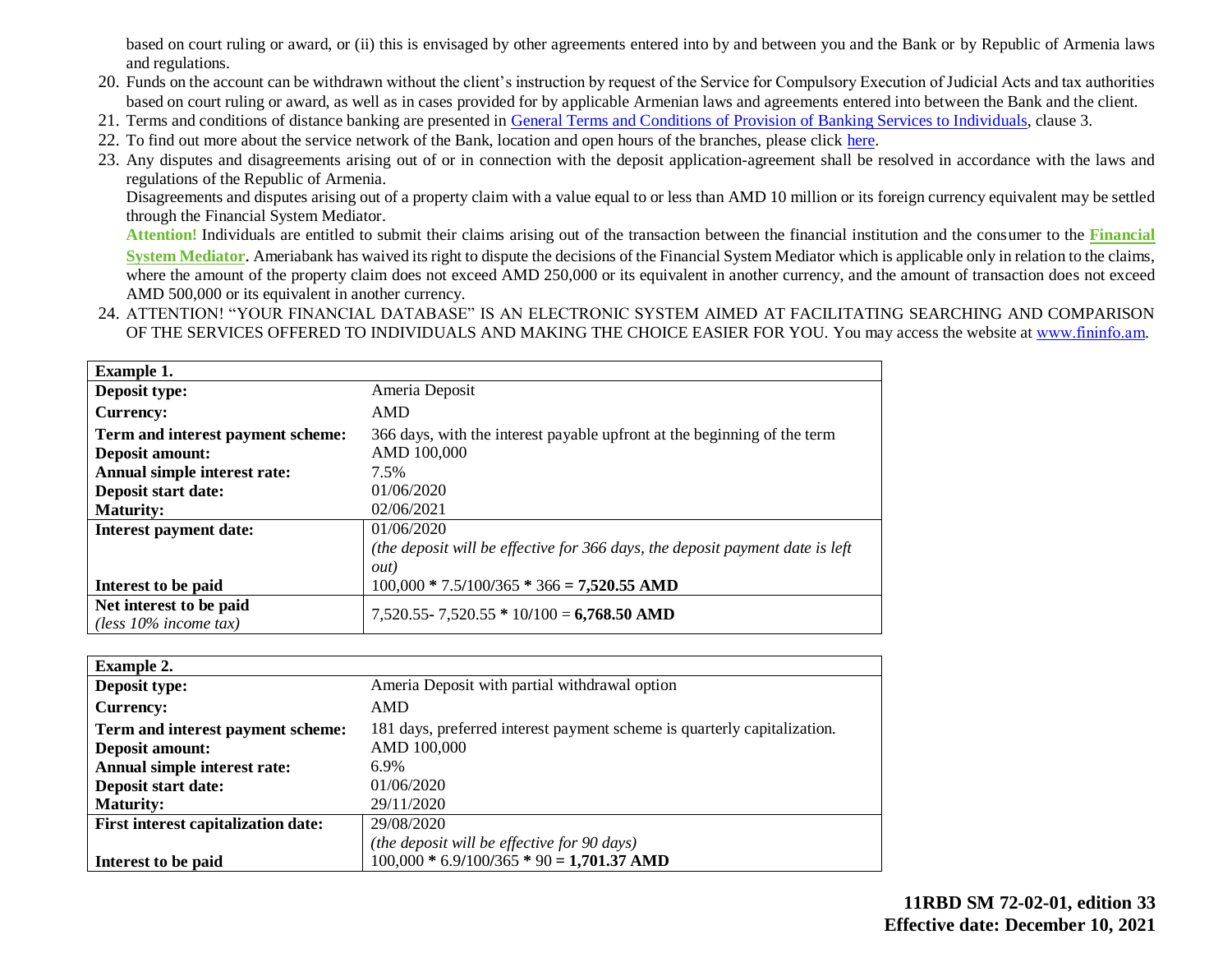based on court ruling or award, or (ii) this is envisaged by other agreements entered into by and between you and the Bank or by Republic of Armenia laws and regulations.

20. Funds on the account can be withdrawn without the client's instruction by request of the Service for Compulsory Execution of Judicial Acts and tax authorities based on court ruling or award, as well as in cases provided for by applicable Armenian laws and agreements entered into between the Bank and the client.
21. Terms and conditions of distance banking are presented in General Terms and Conditions of Provision of Banking Services to Individuals, clause 3.
22. To find out more about the service network of the Bank, location and open hours of the branches, please click here.
23. Any disputes and disagreements arising out of or in connection with the deposit application-agreement shall be resolved in accordance with the laws and regulations of the Republic of Armenia.

    Disagreements and disputes arising out of a property claim with a value equal to or less than AMD 10 million or its foreign currency equivalent may be settled through the Financial System Mediator.

    **Attention!** Individuals are entitled to submit their claims arising out of the transaction between the financial institution and the consumer to the **Financial System Mediator**. Ameriabank has waived its right to dispute the decisions of the Financial System Mediator which is applicable only in relation to the claims, where the amount of the property claim does not exceed AMD 250,000 or its equivalent in another currency, and the amount of transaction does not exceed AMD 500,000 or its equivalent in another currency.
24. ATTENTION! "YOUR FINANCIAL DATABASE" IS AN ELECTRONIC SYSTEM AIMED AT FACILITATING SEARCHING AND COMPARISON OF THE SERVICES OFFERED TO INDIVIDUALS AND MAKING THE CHOICE EASIER FOR YOU. You may access the website at www.fininfo.am.

| **Example 1.** | |
|---|---|
| **Deposit type:** | Ameria Deposit |
| **Currency:** | AMD |
| **Term and interest payment scheme:** | 366 days, with the interest payable upfront at the beginning of the term |
| **Deposit amount:** | AMD 100,000 |
| **Annual simple interest rate:** | 7.5% |
| **Deposit start date:** | 01/06/2020 |
| **Maturity:** | 02/06/2021 |
| **Interest payment date:** | 01/06/2020<br>*(the deposit will be effective for 366 days, the deposit payment date is left out)* |
| **Interest to be paid** | 100,000 * 7.5/100/365 * 366 = **7,520.55 AMD** |
| **Net interest to be paid**<br>*(less 10% income tax)* | 7,520.55- 7,520.55 * 10/100 = **6,768.50 AMD** |

| **Example 2.** | |
|---|---|
| **Deposit type:** | Ameria Deposit with partial withdrawal option |
| **Currency:** | AMD |
| **Term and interest payment scheme:** | 181 days, preferred interest payment scheme is quarterly capitalization. |
| **Deposit amount:** | AMD 100,000 |
| **Annual simple interest rate:** | 6.9% |
| **Deposit start date:** | 01/06/2020 |
| **Maturity:** | 29/11/2020 |
| **First interest capitalization date:** | 29/08/2020<br>*(the deposit will be effective for 90 days)* |
| **Interest to be paid** | 100,000 * 6.9/100/365 * 90 = **1,701.37 AMD** |

**11RBD SM 72-02-01, edition 33**
**Effective date: December 10, 2021**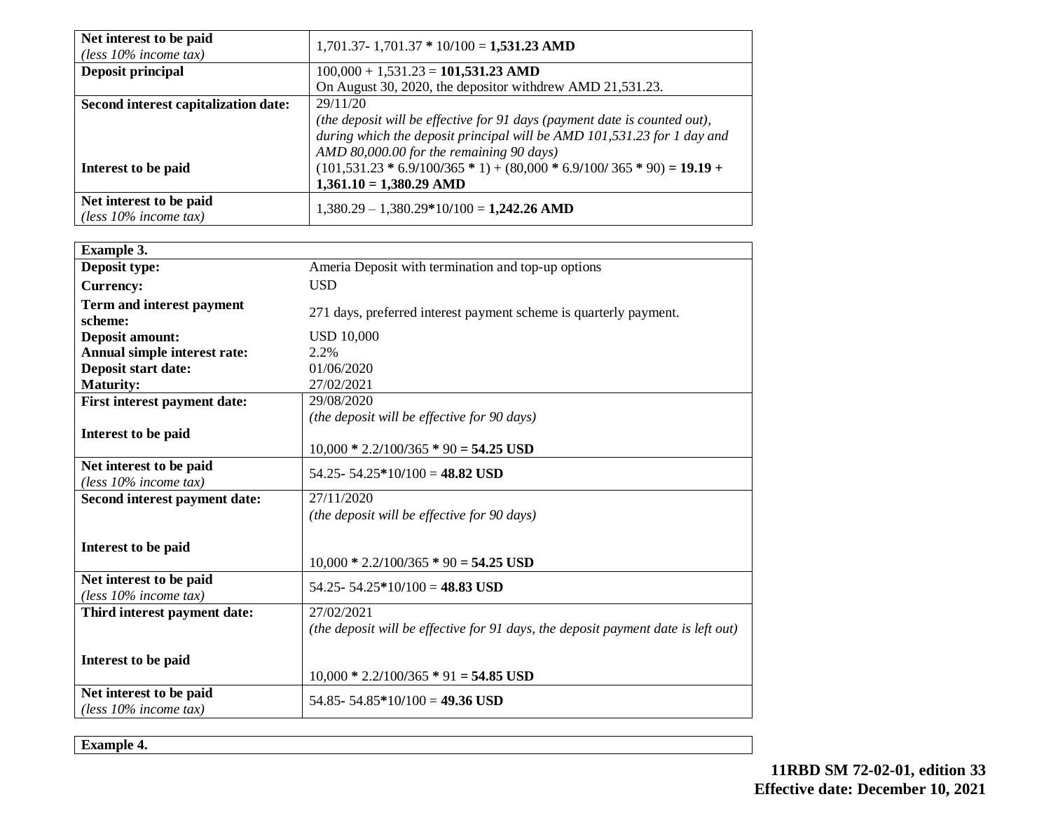| | |
|---|---|
| **Net interest to be paid** *(less 10% income tax)* | 1,701.37- 1,701.37 * 10/100 = **1,531.23 AMD** |
| **Deposit principal** | 100,000 + 1,531.23 = **101,531.23 AMD**<br>On August 30, 2020, the depositor withdrew AMD 21,531.23. |
| **Second interest capitalization date:**<br><br><br><br>**Interest to be paid** | 29/11/20<br>*(the deposit will be effective for 91 days (payment date is counted out), during which the deposit principal will be AMD 101,531.23 for 1 day and AMD 80,000.00 for the remaining 90 days)*<br>(101,531.23 * 6.9/100/365 * 1) + (80,000 * 6.9/100/ 365 * 90) **= 19.19 + 1,361.10 = 1,380.29 AMD** |
| **Net interest to be paid** *(less 10% income tax)* | 1,380.29 – 1,380.29*10/100 = **1,242.26 AMD** |

| **Example 3.** | |
|---|---|
| **Deposit type:** | Ameria Deposit with termination and top-up options |
| **Currency:** | USD |
| **Term and interest payment scheme:** | 271 days, preferred interest payment scheme is quarterly payment. |
| **Deposit amount:** | USD 10,000 |
| **Annual simple interest rate:** | 2.2% |
| **Deposit start date:** | 01/06/2020 |
| **Maturity:** | 27/02/2021 |
| **First interest payment date:**<br><br>**Interest to be paid** | 29/08/2020<br>*(the deposit will be effective for 90 days)*<br><br>10,000 * 2.2/100/365 * 90 **= 54.25 USD** |
| **Net interest to be paid** *(less 10% income tax)* | 54.25- 54.25*10/100 = **48.82 USD** |
| **Second interest payment date:**<br><br>**Interest to be paid** | 27/11/2020<br>*(the deposit will be effective for 90 days)*<br><br>10,000 * 2.2/100/365 * 90 **= 54.25 USD** |
| **Net interest to be paid** *(less 10% income tax)* | 54.25- 54.25*10/100 = **48.83 USD** |
| **Third interest payment date:**<br><br>**Interest to be paid** | 27/02/2021<br>*(the deposit will be effective for 91 days, the deposit payment date is left out)*<br><br>10,000 * 2.2/100/365 * 91 **= 54.85 USD** |
| **Net interest to be paid** *(less 10% income tax)* | 54.85- 54.85*10/100 = **49.36 USD** |

| **Example 4.** |
|---|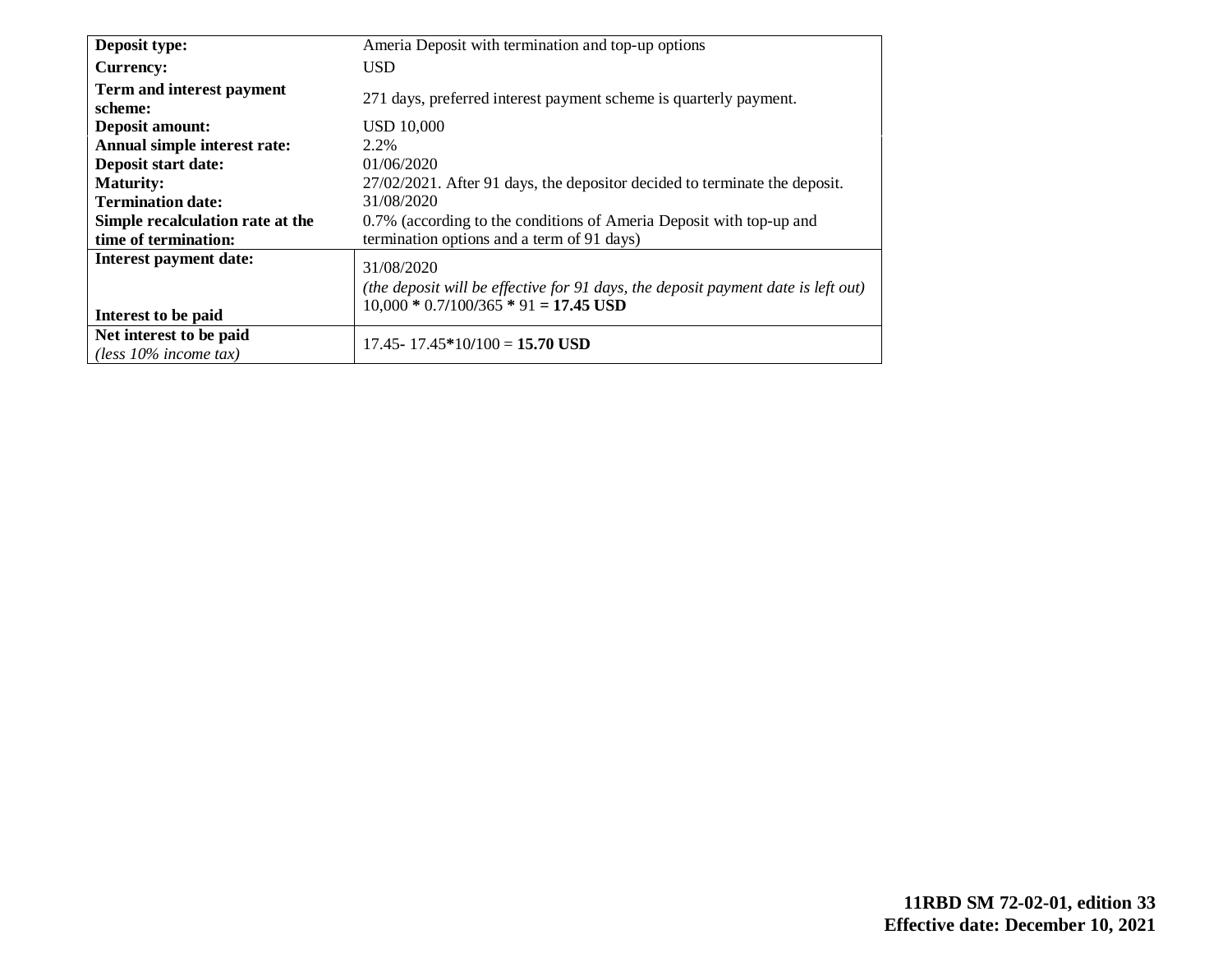| | |
|---|---|
| **Deposit type:** | Ameria Deposit with termination and top-up options |
| **Currency:** | USD |
| **Term and interest payment scheme:** | 271 days, preferred interest payment scheme is quarterly payment. |
| **Deposit amount:** | USD 10,000 |
| **Annual simple interest rate:** | 2.2% |
| **Deposit start date:** | 01/06/2020 |
| **Maturity:** | 27/02/2021. After 91 days, the depositor decided to terminate the deposit. |
| **Termination date:** | 31/08/2020 |
| **Simple recalculation rate at the time of termination:** | 0.7% (according to the conditions of Ameria Deposit with top-up and termination options and a term of 91 days) |
| **Interest payment date:** | 31/08/2020 *(the deposit will be effective for 91 days, the deposit payment date is left out)* |
| **Interest to be paid** | 10,000 **\*** 0.7/100/365 **\*** 91 **= 17.45 USD** |
| **Net interest to be paid** *(less 10% income tax)* | 17.45**-** 17.45**\***10/100 = **15.70 USD** |